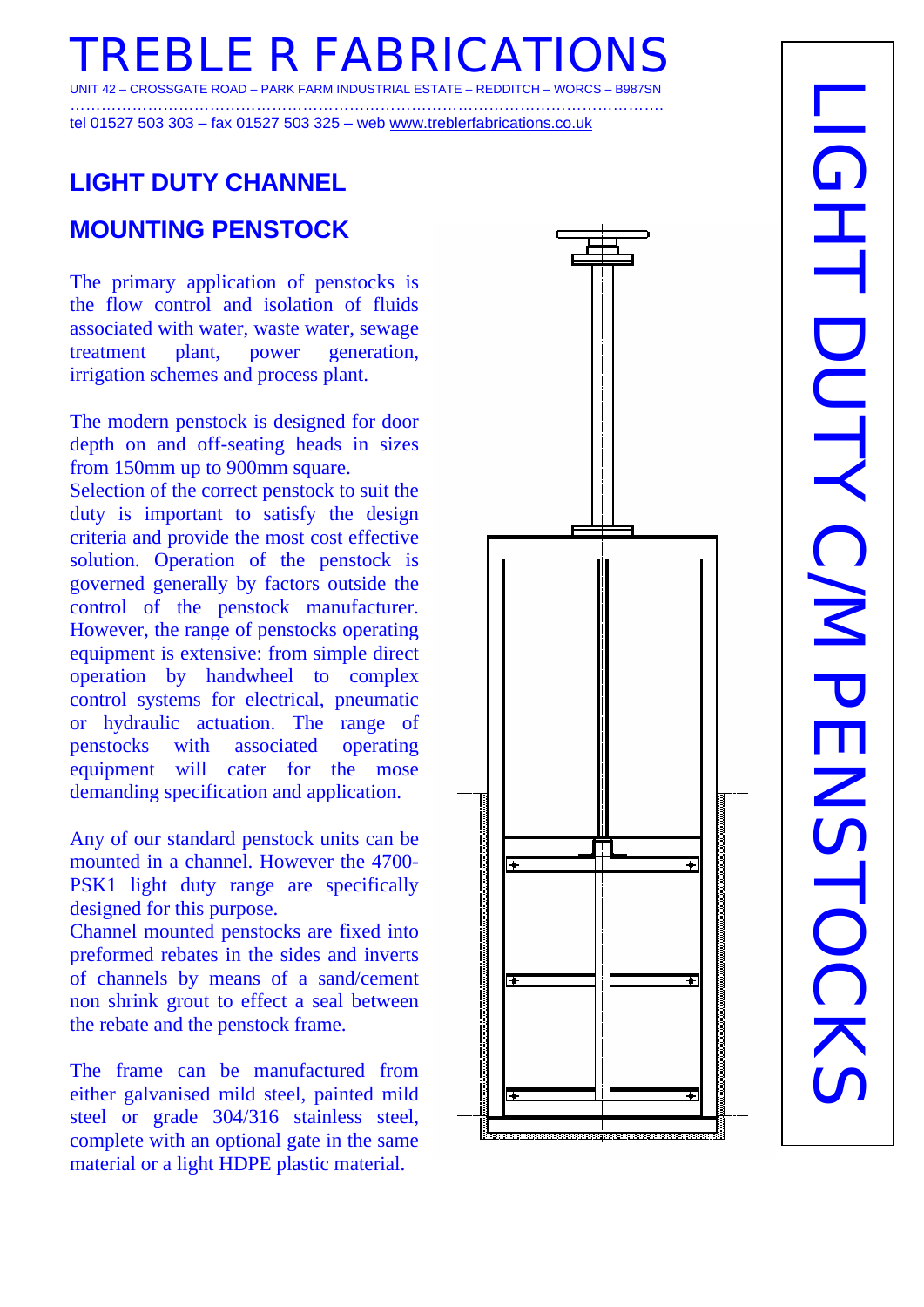# TREBLE R FABRICATIONS

UNIT 42 – CROSSGATE ROAD – PARK FARM INDUSTRIAL ESTATE – REDDITCH – WORCS – B987SN

tel 01527 503 303 – fax 01527 503 325 – web www.treblerfabrications.co.uk

LIGHT DUTY C/M PENSTOCKS

## LIGHT DUTY CHANNEL

## MOUNTING PENSTOCK

The primary application of penstocks is the flow control and isolation of fluids associated with water, waste water, sewage treatment plant, power generation, irrigation schemes and process plant.

The modern penstock is designed for door depth on and off-seating heads in sizes from 150mm up to 900mm square.
Selection of the correct penstock to suit the duty is important to satisfy the design criteria and provide the most cost effective solution. Operation of the penstock is governed generally by factors outside the control of the penstock manufacturer. However, the range of penstocks operating equipment is extensive: from simple direct operation by handwheel to complex control systems for electrical, pneumatic or hydraulic actuation. The range of penstocks with associated operating equipment will cater for the mose demanding specification and application.

Any of our standard penstock units can be mounted in a channel. However the 4700-PSK1 light duty range are specifically designed for this purpose.
Channel mounted penstocks are fixed into preformed rebates in the sides and inverts of channels by means of a sand/cement non shrink grout to effect a seal between the rebate and the penstock frame.

The frame can be manufactured from either galvanised mild steel, painted mild steel or grade 304/316 stainless steel, complete with an optional gate in the same material or a light HDPE plastic material.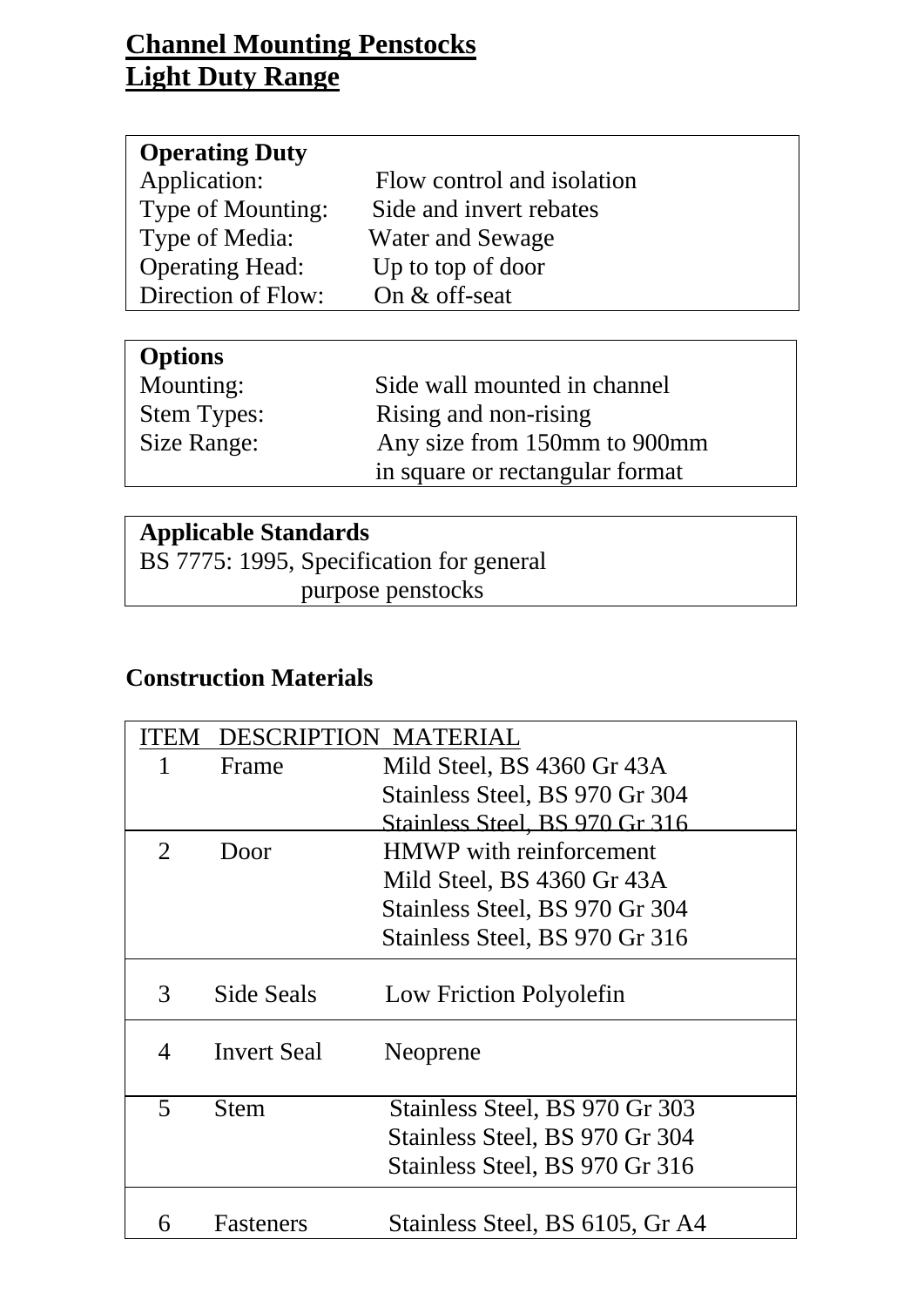# Channel Mounting Penstocks
# Light Duty Range

| **Operating Duty** | |
|---|---|
| Application: | Flow control and isolation |
| Type of Mounting: | Side and invert rebates |
| Type of Media: | Water and Sewage |
| Operating Head: | Up to top of door |
| Direction of Flow: | On & off-seat |

| **Options** | |
|---|---|
| Mounting: | Side wall mounted in channel |
| Stem Types: | Rising and non-rising |
| Size Range: | Any size from 150mm to 900mm in square or rectangular format |

**Applicable Standards**

BS 7775: 1995, Specification for general purpose penstocks

## Construction Materials

| ITEM | DESCRIPTION | MATERIAL |
|---|---|---|
| 1 | Frame | Mild Steel, BS 4360 Gr 43A<br>Stainless Steel, BS 970 Gr 304<br>Stainless Steel, BS 970 Gr 316 |
| 2 | Door | HMWP with reinforcement<br>Mild Steel, BS 4360 Gr 43A<br>Stainless Steel, BS 970 Gr 304<br>Stainless Steel, BS 970 Gr 316 |
| 3 | Side Seals | Low Friction Polyolefin |
| 4 | Invert Seal | Neoprene |
| 5 | Stem | Stainless Steel, BS 970 Gr 303<br>Stainless Steel, BS 970 Gr 304<br>Stainless Steel, BS 970 Gr 316 |
| 6 | Fasteners | Stainless Steel, BS 6105, Gr A4 |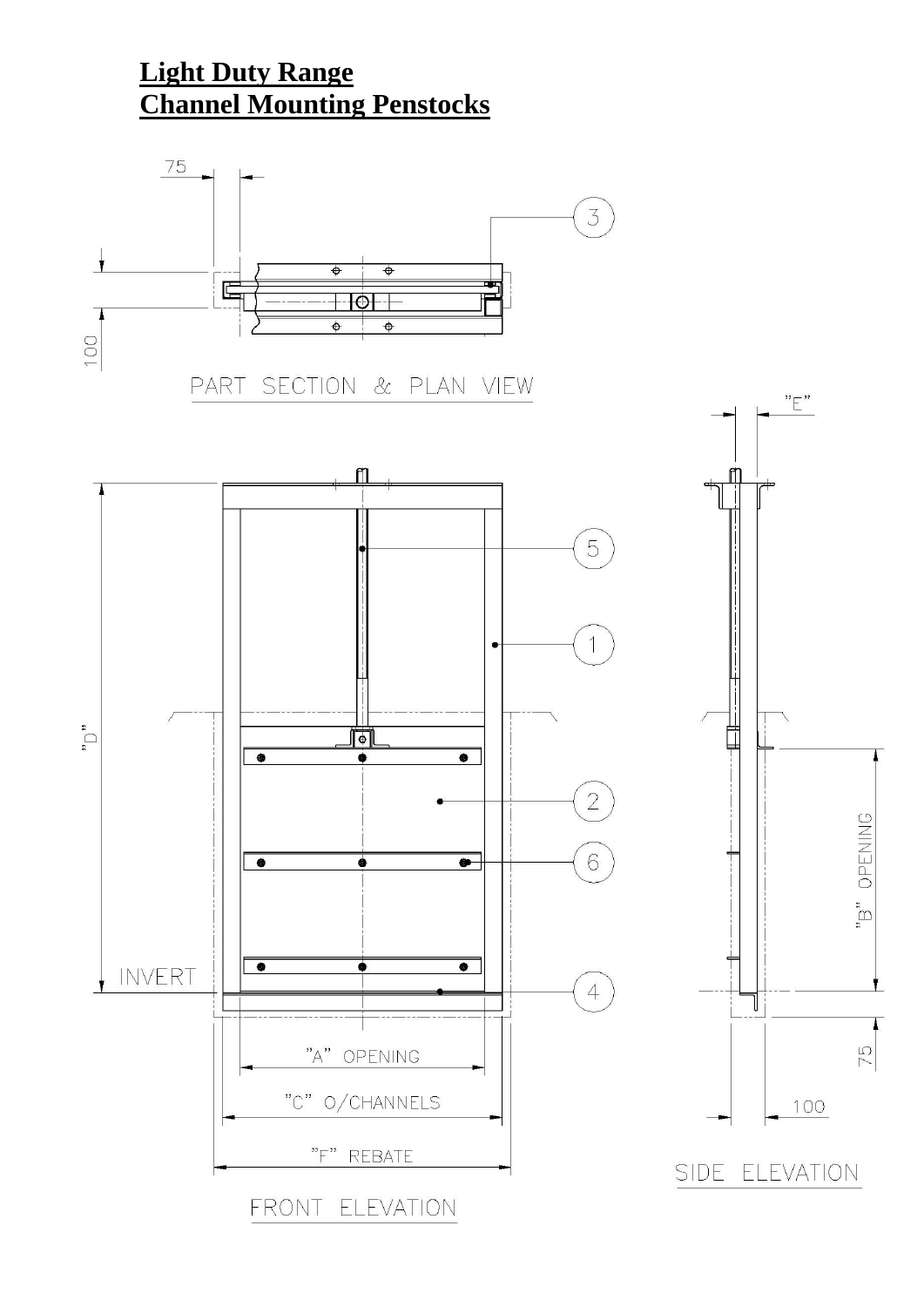# Light Duty Range
# Channel Mounting Penstocks

75

100

PART SECTION & PLAN VIEW

"E"

5

1

"D"

2

6

INVERT

4

"B" OPENING

75

100

"A" OPENING

"C" O/CHANNELS

"F" REBATE

SIDE ELEVATION

FRONT ELEVATION

3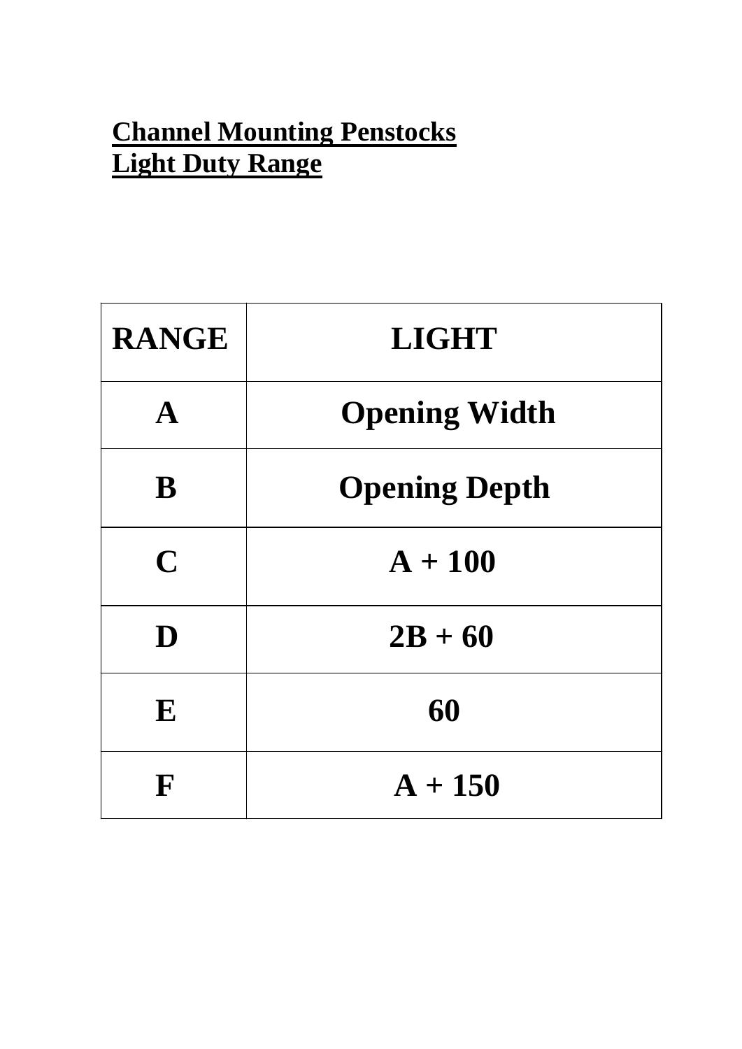**Channel Mounting Penstocks**
**Light Duty Range**

| RANGE | LIGHT |
|---|---|
| A | Opening Width |
| B | Opening Depth |
| C | A + 100 |
| D | 2B + 60 |
| E | 60 |
| F | A + 150 |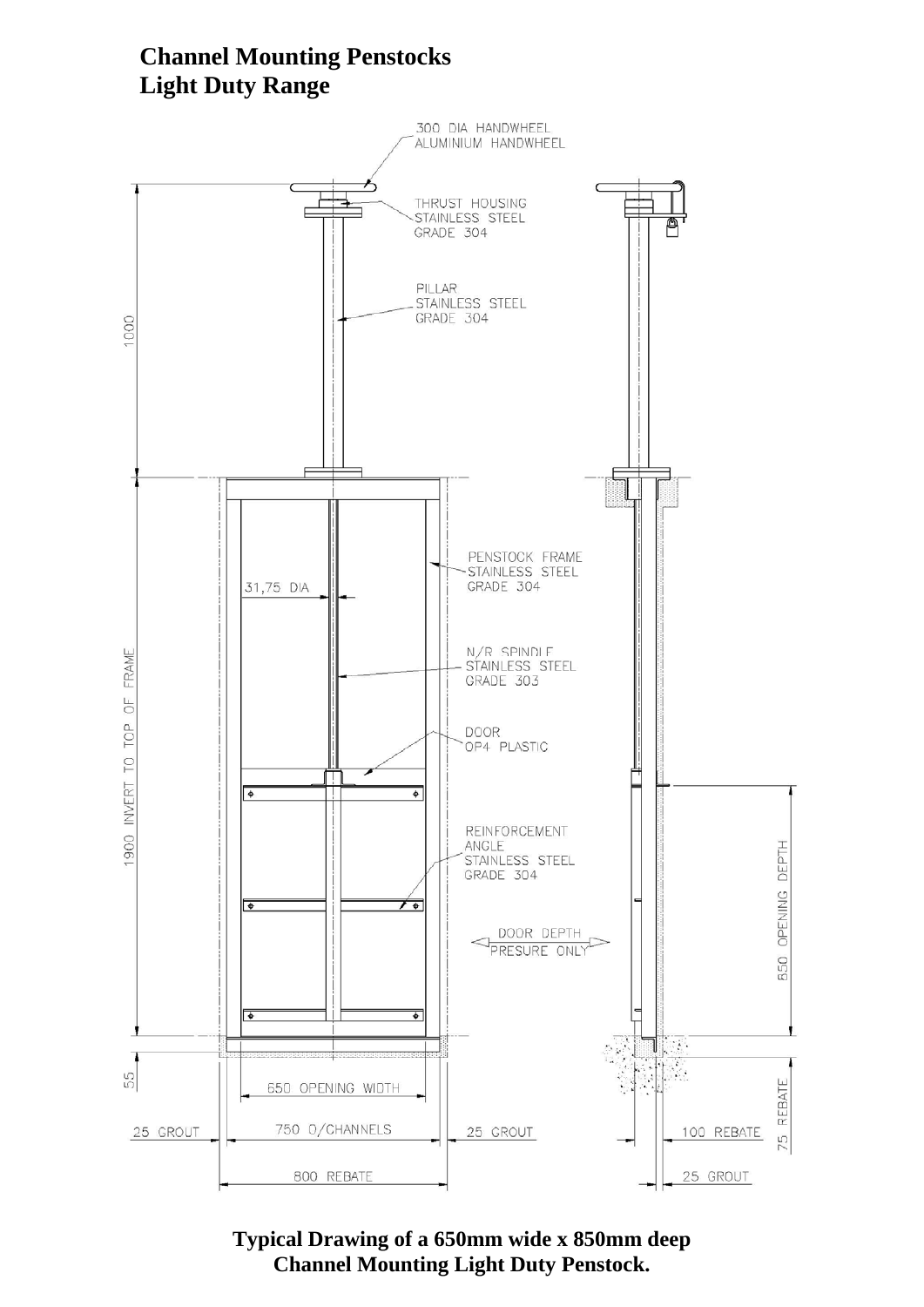# Channel Mounting Penstocks
# Light Duty Range

300 DIA HANDWHEEL
ALUMINIUM HANDWHEEL

THRUST HOUSING
STAINLESS STEEL
GRADE 304

PILLAR
STAINLESS STEEL
GRADE 304

1000

PENSTOCK FRAME
STAINLESS STEEL
GRADE 304

31,75 DIA

N/R SPINDLE
STAINLESS STEEL
GRADE 303

DOOR
OP4 PLASTIC

1900 INVERT TO TOP OF FRAME

REINFORCEMENT
ANGLE
STAINLESS STEEL
GRADE 304

DOOR DEPTH
PRESURE ONLY

850 OPENING DEPTH

55

650 OPENING WIDTH

75 REBATE

25 GROUT

750 O/CHANNELS

25 GROUT

100 REBATE

800 REBATE

25 GROUT

**Typical Drawing of a 650mm wide x 850mm deep Channel Mounting Light Duty Penstock.**